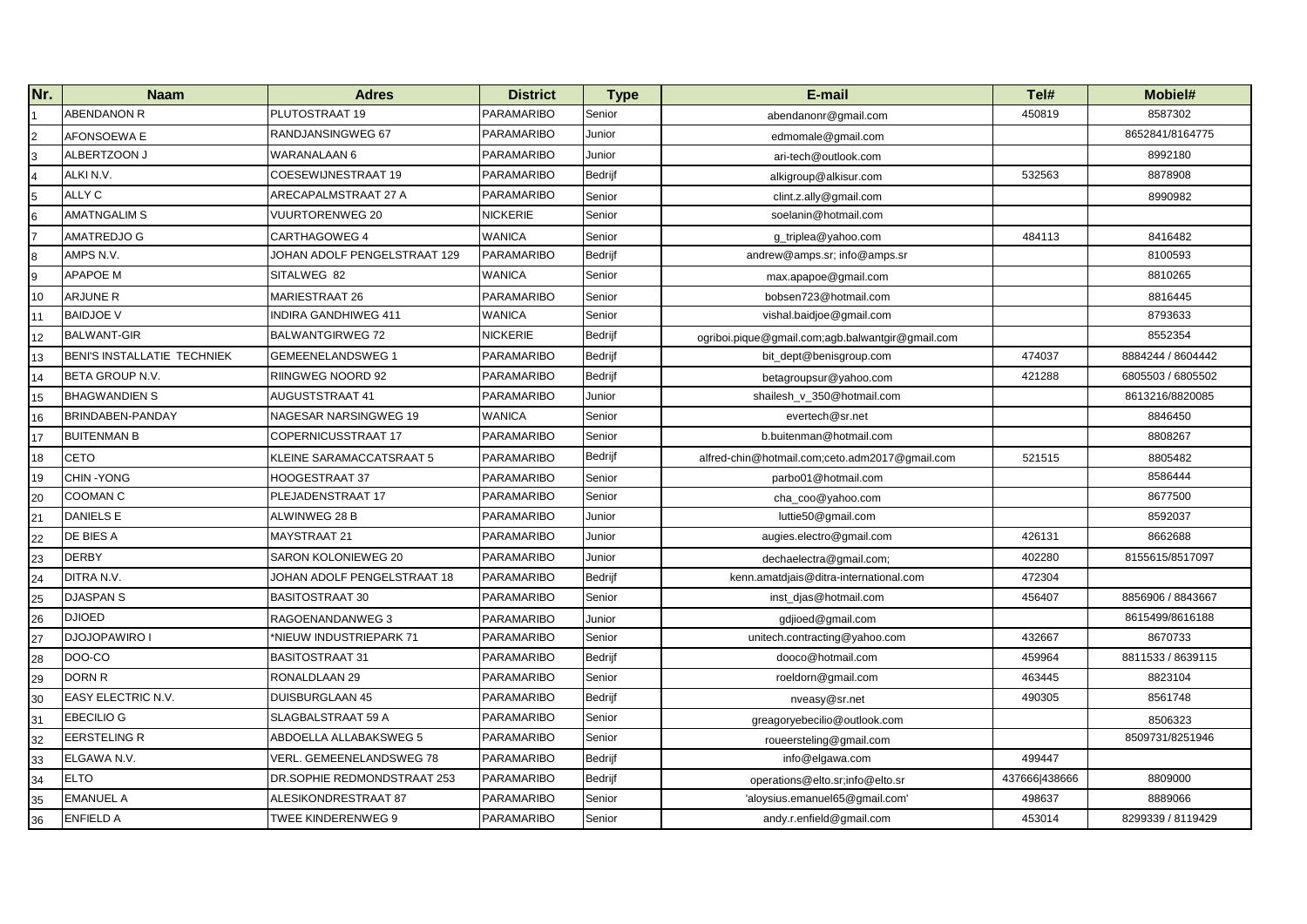| Nr. | Naam | Adres | District | Type | E-mail | Tel# | Mobiel# |
|---|---|---|---|---|---|---|---|
| 1 | ABENDANON R | PLUTOSTRAAT 19 | PARAMARIBO | Senior | abendanonr@gmail.com | 450819 | 8587302 |
| 2 | AFONSOEWA E | RANDJANSINGWEG 67 | PARAMARIBO | Junior | edmomale@gmail.com | | 8652841/8164775 |
| 3 | ALBERTZOON J | WARANALAAN 6 | PARAMARIBO | Junior | ari-tech@outlook.com | | 8992180 |
| 4 | ALKI N.V. | COESEWIJNESTRAAT 19 | PARAMARIBO | Bedrijf | alkigroup@alkisur.com | 532563 | 8878908 |
| 5 | ALLY C | ARECAPALMSTRAAT 27 A | PARAMARIBO | Senior | clint.z.ally@gmail.com | | 8990982 |
| 6 | AMATNGALIM S | VUURTORENWEG 20 | NICKERIE | Senior | soelanin@hotmail.com | | |
| 7 | AMATREDJO G | CARTHAGOWEG 4 | WANICA | Senior | g_triplea@yahoo.com | 484113 | 8416482 |
| 8 | AMPS N.V. | JOHAN ADOLF PENGELSTRAAT 129 | PARAMARIBO | Bedrijf | andrew@amps.sr; info@amps.sr | | 8100593 |
| 9 | APAPOE M | SITALWEG 82 | WANICA | Senior | max.apapoe@gmail.com | | 8810265 |
| 10 | ARJUNE R | MARIESTRAAT 26 | PARAMARIBO | Senior | bobsen723@hotmail.com | | 8816445 |
| 11 | BAIDJOE V | INDIRA GANDHIWEG 411 | WANICA | Senior | vishal.baidjoe@gmail.com | | 8793633 |
| 12 | BALWANT-GIR | BALWANTGIRWEG 72 | NICKERIE | Bedrijf | ogriboi.pique@gmail.com;agb.balwantgir@gmail.com | | 8552354 |
| 13 | BENI'S INSTALLATIE TECHNIEK | GEMEENELANDSWEG 1 | PARAMARIBO | Bedrijf | bit_dept@benisgroup.com | 474037 | 8884244 / 8604442 |
| 14 | BETA GROUP N.V. | RIINGWEG NOORD 92 | PARAMARIBO | Bedrijf | betagroupsur@yahoo.com | 421288 | 6805503 / 6805502 |
| 15 | BHAGWANDIEN S | AUGUSTSTRAAT 41 | PARAMARIBO | Junior | shailesh_v_350@hotmail.com | | 8613216/8820085 |
| 16 | BRINDABEN-PANDAY | NAGESAR NARSINGWEG 19 | WANICA | Senior | evertech@sr.net | | 8846450 |
| 17 | BUITENMAN B | COPERNICUSSTRAAT 17 | PARAMARIBO | Senior | b.buitenman@hotmail.com | | 8808267 |
| 18 | CETO | KLEINE SARAMACCATSRAAT 5 | PARAMARIBO | Bedrijf | alfred-chin@hotmail.com;ceto.adm2017@gmail.com | 521515 | 8805482 |
| 19 | CHIN -YONG | HOOGESTRAAT 37 | PARAMARIBO | Senior | parbo01@hotmail.com | | 8586444 |
| 20 | COOMAN C | PLEJADENSTRAAT 17 | PARAMARIBO | Senior | cha_coo@yahoo.com | | 8677500 |
| 21 | DANIELS E | ALWINWEG 28 B | PARAMARIBO | Junior | luttie50@gmail.com | | 8592037 |
| 22 | DE BIES A | MAYSTRAAT 21 | PARAMARIBO | Junior | augies.electro@gmail.com | 426131 | 8662688 |
| 23 | DERBY | SARON KOLONIEWEG 20 | PARAMARIBO | Junior | dechaelectra@gmail.com; | 402280 | 8155615/8517097 |
| 24 | DITRA N.V. | JOHAN ADOLF PENGELSTRAAT 18 | PARAMARIBO | Bedrijf | kenn.amatdjais@ditra-international.com | 472304 | |
| 25 | DJASPAN S | BASITOSTRAAT 30 | PARAMARIBO | Senior | inst_djas@hotmail.com | 456407 | 8856906 / 8843667 |
| 26 | DJIOED | RAGOENANDANWEG 3 | PARAMARIBO | Junior | gdjioed@gmail.com | | 8615499/8616188 |
| 27 | DJOJOPAWIRO I | *NIEUW INDUSTRIEPARK 71 | PARAMARIBO | Senior | unitech.contracting@yahoo.com | 432667 | 8670733 |
| 28 | DOO-CO | BASITOSTRAAT 31 | PARAMARIBO | Bedrijf | dooco@hotmail.com | 459964 | 8811533 / 8639115 |
| 29 | DORN R | RONALDLAAN 29 | PARAMARIBO | Senior | roeldorn@gmail.com | 463445 | 8823104 |
| 30 | EASY ELECTRIC N.V. | DUISBURGLAAN 45 | PARAMARIBO | Bedrijf | nveasy@sr.net | 490305 | 8561748 |
| 31 | EBECILIO G | SLAGBALSTRAAT 59 A | PARAMARIBO | Senior | greagoryebecilio@outlook.com | | 8506323 |
| 32 | EERSTELING R | ABDOELLA ALLABAKSWEG 5 | PARAMARIBO | Senior | roueersteling@gmail.com | | 8509731/8251946 |
| 33 | ELGAWA N.V. | VERL. GEMEENELANDSWEG 78 | PARAMARIBO | Bedrijf | info@elgawa.com | 499447 | |
| 34 | ELTO | DR.SOPHIE REDMONDSTRAAT 253 | PARAMARIBO | Bedrijf | operations@elto.sr;info@elto.sr | 437666\|438666 | 8809000 |
| 35 | EMANUEL A | ALESIKONDRESTRAAT 87 | PARAMARIBO | Senior | 'aloysius.emanuel65@gmail.com' | 498637 | 8889066 |
| 36 | ENFIELD A | TWEE KINDERENWEG 9 | PARAMARIBO | Senior | andy.r.enfield@gmail.com | 453014 | 8299339 / 8119429 |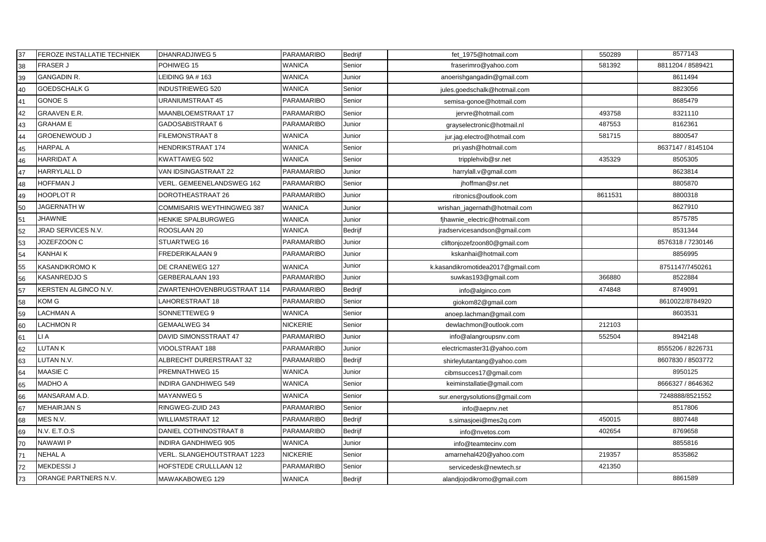| 37 | FEROZE INSTALLATIE TECHNIEK | DHANRADJIWEG 5 | PARAMARIBO | Bedrijf | fet_1975@hotmail.com | 550289 | 8577143 |
|---|---|---|---|---|---|---|---|
| 38 | FRASER J | POHIWEG 15 | WANICA | Senior | fraserimro@yahoo.com | 581392 | 8811204 / 8589421 |
| 39 | GANGADIN R. | LEIDING 9A # 163 | WANICA | Junior | anoerishgangadin@gmail.com | | 8611494 |
| 40 | GOEDSCHALK G | INDUSTRIEWEG 520 | WANICA | Senior | jules.goedschalk@hotmail.com | | 8823056 |
| 41 | GONOE S | URANIUMSTRAAT 45 | PARAMARIBO | Senior | semisa-gonoe@hotmail.com | | 8685479 |
| 42 | GRAAVEN E.R. | MAANBLOEMSTRAAT 17 | PARAMARIBO | Senior | jervre@hotmail.com | 493758 | 8321110 |
| 43 | GRAHAM E | GADOSABISTRAAT 6 | PARAMARIBO | Junior | grayselectronic@hotmail.nl | 487553 | 8162361 |
| 44 | GROENEWOUD J | FILEMONSTRAAT 8 | WANICA | Junior | jur.jag.electro@hotmail.com | 581715 | 8800547 |
| 45 | HARPAL A | HENDRIKSTRAAT 174 | WANICA | Senior | pri.yash@hotmail.com | | 8637147 / 8145104 |
| 46 | HARRIDAT A | KWATTAWEG 502 | WANICA | Senior | tripplehvib@sr.net | 435329 | 8505305 |
| 47 | HARRYLALL D | VAN IDSINGASTRAAT 22 | PARAMARIBO | Junior | harrylall.v@gmail.com | | 8623814 |
| 48 | HOFFMAN J | VERL. GEMEENELANDSWEG 162 | PARAMARIBO | Senior | jhoffman@sr.net | | 8805870 |
| 49 | HOOPLOT R | DOROTHEASTRAAT 26 | PARAMARIBO | Junior | ritronics@outlook.com | 8611531 | 8800318 |
| 50 | JAGERNATH W | COMMISARIS WEYTHINGWEG 387 | WANICA | Junior | wrishan_jagernath@hotmail.com | | 8627910 |
| 51 | JHAWNIE | HENKIE SPALBURGWEG | WANICA | Junior | fjhawnie_electric@hotmail.com | | 8575785 |
| 52 | JRAD SERVICES N.V. | ROOSLAAN 20 | WANICA | Bedrijf | jradservicesandson@gmail.com | | 8531344 |
| 53 | JOZEFZOON C | STUARTWEG 16 | PARAMARIBO | Junior | cliftonjozefzoon80@gmail.com | | 8576318 / 7230146 |
| 54 | KANHAI K | FREDERIKALAAN 9 | PARAMARIBO | Junior | kskanhai@hotmail.com | | 8856995 |
| 55 | KASANDIKROMO K | DE CRANEWEG 127 | WANICA | Junior | k.kasandikromotidea2017@gmail.com | | 8751147/7450261 |
| 56 | KASANREDJO S | GERBERALAAN 193 | PARAMARIBO | Junior | suwkas193@gmail.com | 366880 | 8522884 |
| 57 | KERSTEN ALGINCO N.V. | ZWARTENHOVENBRUGSTRAAT 114 | PARAMARIBO | Bedrijf | info@alginco.com | 474848 | 8749091 |
| 58 | KOM G | LAHORESTRAAT 18 | PARAMARIBO | Senior | giokom82@gmail.com | | 8610022/8784920 |
| 59 | LACHMAN A | SONNETTEWEG 9 | WANICA | Senior | anoep.lachman@gmail.com | | 8603531 |
| 60 | LACHMON R | GEMAALWEG 34 | NICKERIE | Senior | dewlachmon@outlook.com | 212103 | |
| 61 | LI A | DAVID SIMONSSTRAAT 47 | PARAMARIBO | Junior | info@alangroupsnv.com | 552504 | 8942148 |
| 62 | LUTAN K | VIOOLSTRAAT 188 | PARAMARIBO | Junior | electricmaster31@yahoo.com | | 8555206 / 8226731 |
| 63 | LUTAN N.V. | ALBRECHT DURERSTRAAT 32 | PARAMARIBO | Bedrijf | shirleylutantang@yahoo.com | | 8607830 / 8503772 |
| 64 | MAASIE C | PREMNATHWEG 15 | WANICA | Junior | cibmsucces17@gmail.com | | 8950125 |
| 65 | MADHO A | INDIRA GANDHIWEG 549 | WANICA | Senior | keiminstallatie@gmail.com | | 8666327 / 8646362 |
| 66 | MANSARAM A.D. | MAYANWEG 5 | WANICA | Senior | sur.energysolutions@gmail.com | | 7248888/8521552 |
| 67 | MEHAIRJAN S | RINGWEG-ZUID 243 | PARAMARIBO | Senior | info@aepnv.net | | 8517806 |
| 68 | MES N.V. | WILLIAMSTRAAT 12 | PARAMARIBO | Bedrijf | s.simasjoei@mes2q.com | 450015 | 8807448 |
| 69 | N.V. E.T.O.S | DANIEL COTHINOSTRAAT 8 | PARAMARIBO | Bedrijf | info@nvetos.com | 402654 | 8769658 |
| 70 | NAWAWI P | INDIRA GANDHIWEG 905 | WANICA | Junior | info@teamtecinv.com | | 8855816 |
| 71 | NEHAL A | VERL. SLANGEHOUTSTRAAT 1223 | NICKERIE | Senior | amarnehal420@yahoo.com | 219357 | 8535862 |
| 72 | MEKDESSI J | HOFSTEDE CRULLLAAN 12 | PARAMARIBO | Senior | servicedesk@newtech.sr | 421350 | |
| 73 | ORANGE PARTNERS N.V. | MAWAKABOWEG 129 | WANICA | Bedrijf | alandjojodikromo@gmail.com | | 8861589 |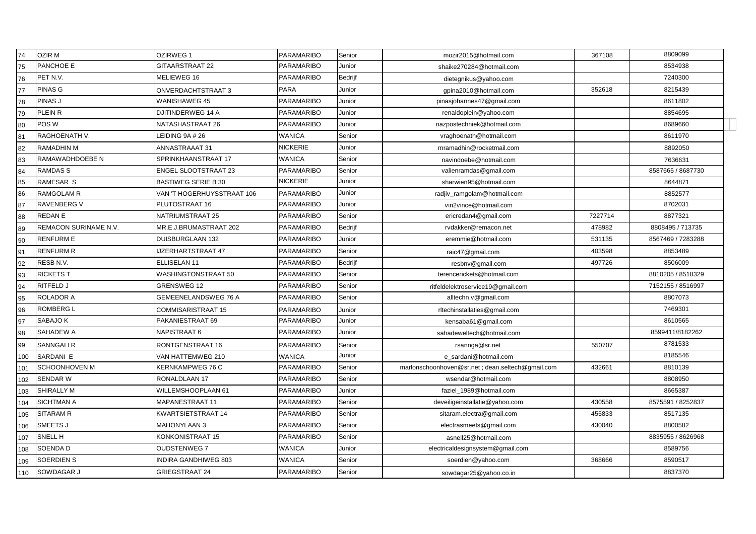| 74 | OZIR M | OZIRWEG 1 | PARAMARIBO | Senior | mozir2015@hotmail.com | 367108 | 8809099 |
|---|---|---|---|---|---|---|---|
| 75 | PANCHOE E | GITAARSTRAAT 22 | PARAMARIBO | Junior | shaike270284@hotmail.com | | 8534938 |
| 76 | PET N.V. | MELIEWEG 16 | PARAMARIBO | Bedrijf | dietegnikus@yahoo.com | | 7240300 |
| 77 | PINAS G | ONVERDACHTSTRAAT 3 | PARA | Junior | gpina2010@hotmail.com | 352618 | 8215439 |
| 78 | PINAS J | WANISHAWEG 45 | PARAMARIBO | Junior | pinasjohannes47@gmail.com | | 8611802 |
| 79 | PLEIN R | DJITINDERWEG 14 A | PARAMARIBO | Junior | renaldoplein@yahoo.com | | 8854695 |
| 80 | POS W | NATASHASTRAAT 26 | PARAMARIBO | Junior | nazpostechniek@hotmail.com | | 8689660 |
| 81 | RAGHOENATH V. | LEIDING 9A # 26 | WANICA | Senior | vraghoenath@hotmail.com | | 8611970 |
| 82 | RAMADHIN M | ANNASTRAAAT 31 | NICKERIE | Junior | mramadhin@rocketmail.com | | 8892050 |
| 83 | RAMAWADHDOEBE N | SPRINKHAANSTRAAT 17 | WANICA | Senior | navindoebe@hotmail.com | | 7636631 |
| 84 | RAMDAS S | ENGEL SLOOTSTRAAT 23 | PARAMARIBO | Senior | valienramdas@gmail.com | | 8587665 / 8687730 |
| 85 | RAMESAR S | BASTIWEG SERIE B 30 | NICKERIE | Junior | sharwien95@hotmail.com | | 8644871 |
| 86 | RAMGOLAM R | VAN 'T HOGERHUYSSTRAAT 106 | PARAMARIBO | Junior | radjiv_ramgolam@hotmail.com | | 8852577 |
| 87 | RAVENBERG V | PLUTOSTRAAT 16 | PARAMARIBO | Junior | vin2vince@hotmail.com | | 8702031 |
| 88 | REDAN E | NATRIUMSTRAAT 25 | PARAMARIBO | Senior | ericredan4@gmail.com | 7227714 | 8877321 |
| 89 | REMACON SURINAME N.V. | MR.E.J.BRUMASTRAAT 202 | PARAMARIBO | Bedrijf | rvdakker@remacon.net | 478982 | 8808495 / 713735 |
| 90 | RENFURM E | DUISBURGLAAN 132 | PARAMARIBO | Junior | eremmie@hotmail.com | 531135 | 8567469 / 7283288 |
| 91 | RENFURM R | IJZERHARTSTRAAT 47 | PARAMARIBO | Senior | raic47@gmail.com | 403598 | 8853489 |
| 92 | RESB N.V. | ELLISELAN 11 | PARAMARIBO | Bedrijf | resbnv@gmail.com | 497726 | 8506009 |
| 93 | RICKETS T | WASHINGTONSTRAAT 50 | PARAMARIBO | Senior | terencerickets@hotmail.com | | 8810205 / 8518329 |
| 94 | RITFELD J | GRENSWEG 12 | PARAMARIBO | Senior | ritfeldelektroservice19@gmail.com | | 7152155 / 8516997 |
| 95 | ROLADOR A | GEMEENELANDSWEG 76 A | PARAMARIBO | Senior | alltechn.v@gmail.com | | 8807073 |
| 96 | ROMBERG L | COMMISARISTRAAT 15 | PARAMARIBO | Junior | rltechinstallaties@gmail.com | | 7469301 |
| 97 | SABAJO K | PAKANIESTRAAT 69 | PARAMARIBO | Junior | kensaba61@gmail.com | | 8610565 |
| 98 | SAHADEW A | NAPISTRAAT 6 | PARAMARIBO | Junior | sahadeweltech@hotmail.com | | 8599411/8182262 |
| 99 | SANNGALI R | RONTGENSTRAAT 16 | PARAMARIBO | Senior | rsannga@sr.net | 550707 | 8781533 |
| 100 | SARDANI E | VAN HATTEMWEG 210 | WANICA | Junior | e_sardani@hotmail.com | | 8185546 |
| 101 | SCHOONHOVEN M | KERNKAMPWEG 76 C | PARAMARIBO | Senior | marlonschoonhoven@sr.net ; dean.seltech@gmail.com | 432661 | 8810139 |
| 102 | SENDAR W | RONALDLAAN 17 | PARAMARIBO | Senior | wsendar@hotmail.com | | 8808950 |
| 103 | SHIRALLY M | WILLEMSHOOPLAAN 61 | PARAMARIBO | Junior | faziel_1989@hotmail.com | | 8665387 |
| 104 | SICHTMAN A | MAPANESTRAAT 11 | PARAMARIBO | Senior | develligeinstallatie@yahoo.com | 430558 | 8575591 / 8252837 |
| 105 | SITARAM R | KWARTSIETSTRAAT 14 | PARAMARIBO | Senior | sitaram.electra@gmail.com | 455833 | 8517135 |
| 106 | SMEETS J | MAHONYLAAN 3 | PARAMARIBO | Senior | electrasmeets@gmail.com | 430040 | 8800582 |
| 107 | SNELL H | KONKONISTRAAT 15 | PARAMARIBO | Senior | asnell25@hotmail.com | | 8835955 / 8626968 |
| 108 | SOENDA D | OUDSTENWEG 7 | WANICA | Junior | electricaldesignsystem@gmail.com | | 8589756 |
| 109 | SOERDIEN S | INDIRA GANDHIWEG 803 | WANICA | Senior | soerdien@yahoo.com | 368666 | 8590517 |
| 110 | SOWDAGAR J | GRIEGSTRAAT 24 | PARAMARIBO | Senior | sowdagar25@yahoo.co.in | | 8837370 |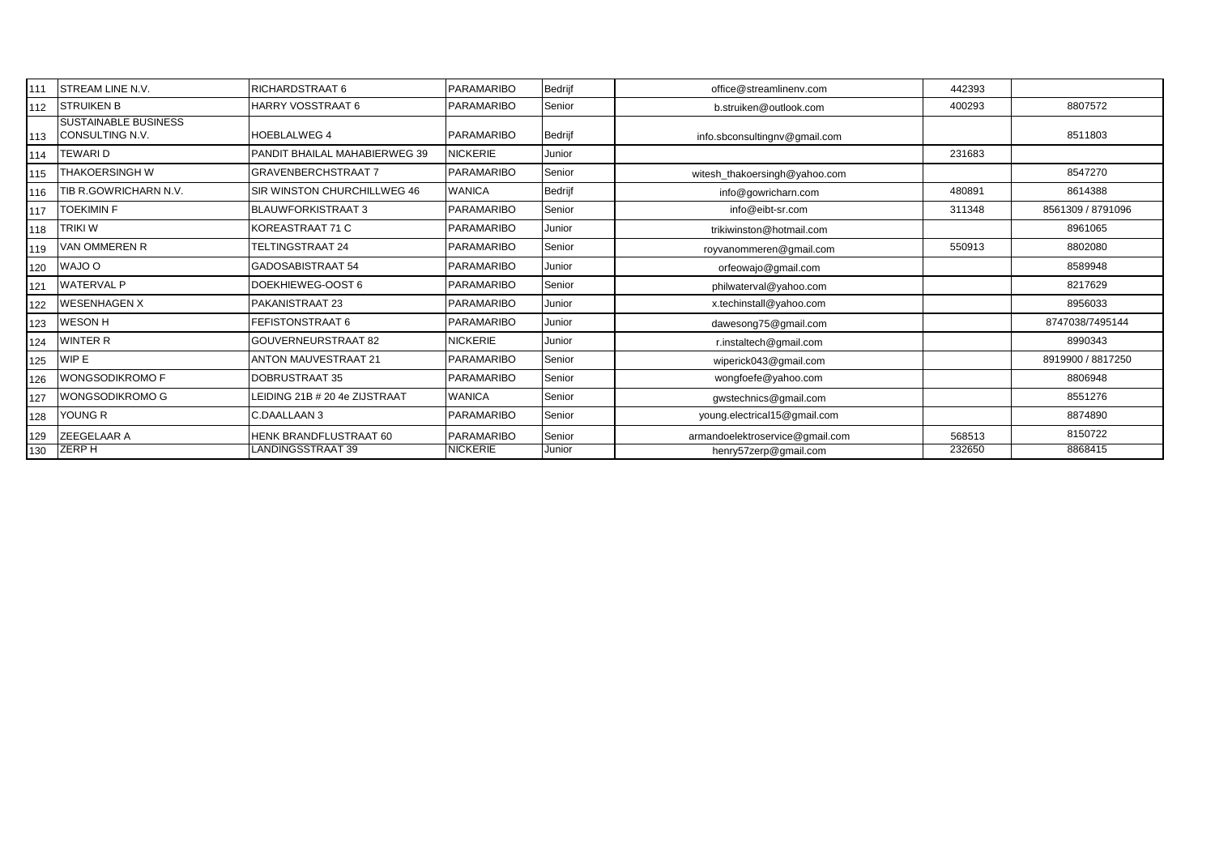| | | | | | | | |
|---|---|---|---|---|---|---|---|
| 111 | STREAM LINE N.V. | RICHARDSTRAAT 6 | PARAMARIBO | Bedrijf | office@streamlinenv.com | 442393 | |
| 112 | STRUIKEN B | HARRY VOSSTRAAT 6 | PARAMARIBO | Senior | b.struiken@outlook.com | 400293 | 8807572 |
| 113 | SUSTAINABLE BUSINESS CONSULTING N.V. | HOEBLALWEG 4 | PARAMARIBO | Bedrijf | info.sbconsultingnv@gmail.com | | 8511803 |
| 114 | TEWARI D | PANDIT BHAILAL MAHABIERWEG 39 | NICKERIE | Junior | | 231683 | |
| 115 | THAKOERSINGH W | GRAVENBERCHSTRAAT 7 | PARAMARIBO | Senior | witesh_thakoersingh@yahoo.com | | 8547270 |
| 116 | TIB R.GOWRICHARN N.V. | SIR WINSTON CHURCHILLWEG 46 | WANICA | Bedrijf | info@gowricharn.com | 480891 | 8614388 |
| 117 | TOEKIMIN F | BLAUWFORKISTRAAT 3 | PARAMARIBO | Senior | info@eibt-sr.com | 311348 | 8561309 / 8791096 |
| 118 | TRIKI W | KOREASTRAAT 71 C | PARAMARIBO | Junior | trikiwinston@hotmail.com | | 8961065 |
| 119 | VAN OMMEREN R | TELTINGSTRAAT 24 | PARAMARIBO | Senior | royvanommeren@gmail.com | 550913 | 8802080 |
| 120 | WAJO O | GADOSABISTRAAT 54 | PARAMARIBO | Junior | orfeowajo@gmail.com | | 8589948 |
| 121 | WATERVAL P | DOEKHIEWEG-OOST 6 | PARAMARIBO | Senior | philwaterval@yahoo.com | | 8217629 |
| 122 | WESENHAGEN X | PAKANISTRAAT 23 | PARAMARIBO | Junior | x.techinstall@yahoo.com | | 8956033 |
| 123 | WESON H | FEFISTONSTRAAT 6 | PARAMARIBO | Junior | dawesong75@gmail.com | | 8747038/7495144 |
| 124 | WINTER R | GOUVERNEURSTRAAT 82 | NICKERIE | Junior | r.instaltech@gmail.com | | 8990343 |
| 125 | WIP E | ANTON MAUVESTRAAT 21 | PARAMARIBO | Senior | wiperick043@gmail.com | | 8919900 / 8817250 |
| 126 | WONGSODIKROMO F | DOBRUSTRAAT 35 | PARAMARIBO | Senior | wongfoefe@yahoo.com | | 8806948 |
| 127 | WONGSODIKROMO G | LEIDING 21B # 20 4e ZIJSTRAAT | WANICA | Senior | gwstechnics@gmail.com | | 8551276 |
| 128 | YOUNG R | C.DAALLAAN 3 | PARAMARIBO | Senior | young.electrical15@gmail.com | | 8874890 |
| 129 | ZEEGELAAR A | HENK BRANDFLUSTRAAT 60 | PARAMARIBO | Senior | armandoelektroservice@gmail.com | 568513 | 8150722 |
| 130 | ZERP H | LANDINGSSTRAAT 39 | NICKERIE | Junior | henry57zerp@gmail.com | 232650 | 8868415 |